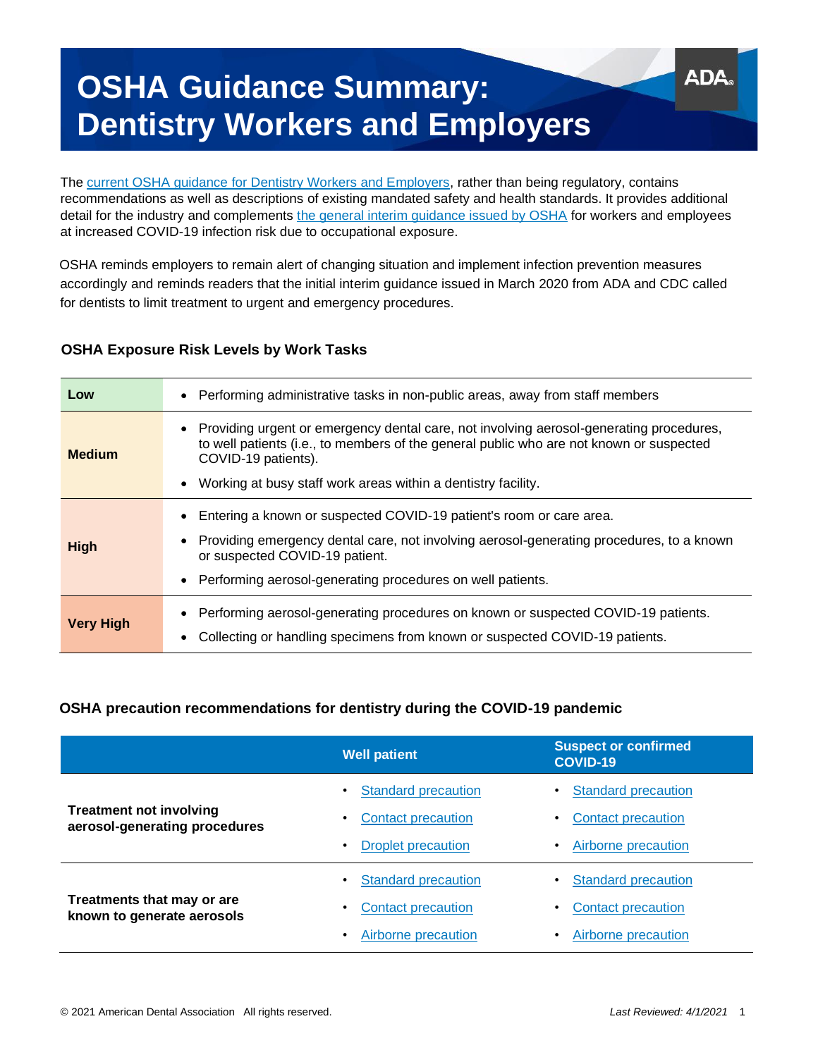# OSHA Guidance Summary: Dentistry Workers and Employers

The current OSHA guidance for Dentistry Workers and Employers, rather than being regulatory, contains recommendations as well as descriptions of existing mandated safety and health standards. It provides additional detail for the industry and complements the general interim guidance issued by OSHA for workers and employees at increased COVID-19 infection risk due to occupational exposure.

OSHA reminds employers to remain alert of changing situation and implement infection prevention measures accordingly and reminds readers that the initial interim guidance issued in March 2020 from ADA and CDC called for dentists to limit treatment to urgent and emergency procedures.

### OSHA Exposure Risk Levels by Work Tasks

| | |
|---|---|
| **Low** | • Performing administrative tasks in non-public areas, away from staff members |
| **Medium** | • Providing urgent or emergency dental care, not involving aerosol-generating procedures, to well patients (i.e., to members of the general public who are not known or suspected COVID-19 patients).<br>• Working at busy staff work areas within a dentistry facility. |
| **High** | • Entering a known or suspected COVID-19 patient's room or care area.<br>• Providing emergency dental care, not involving aerosol-generating procedures, to a known or suspected COVID-19 patient.<br>• Performing aerosol-generating procedures on well patients. |
| **Very High** | • Performing aerosol-generating procedures on known or suspected COVID-19 patients.<br>• Collecting or handling specimens from known or suspected COVID-19 patients. |

### OSHA precaution recommendations for dentistry during the COVID-19 pandemic

| | Well patient | Suspect or confirmed COVID-19 |
|---|---|---|
| **Treatment not involving aerosol-generating procedures** | • Standard precaution<br>• Contact precaution<br>• Droplet precaution | • Standard precaution<br>• Contact precaution<br>• Airborne precaution |
| **Treatments that may or are known to generate aerosols** | • Standard precaution<br>• Contact precaution<br>• Airborne precaution | • Standard precaution<br>• Contact precaution<br>• Airborne precaution |

© 2021 American Dental Association All rights reserved. *Last Reviewed: 4/1/2021*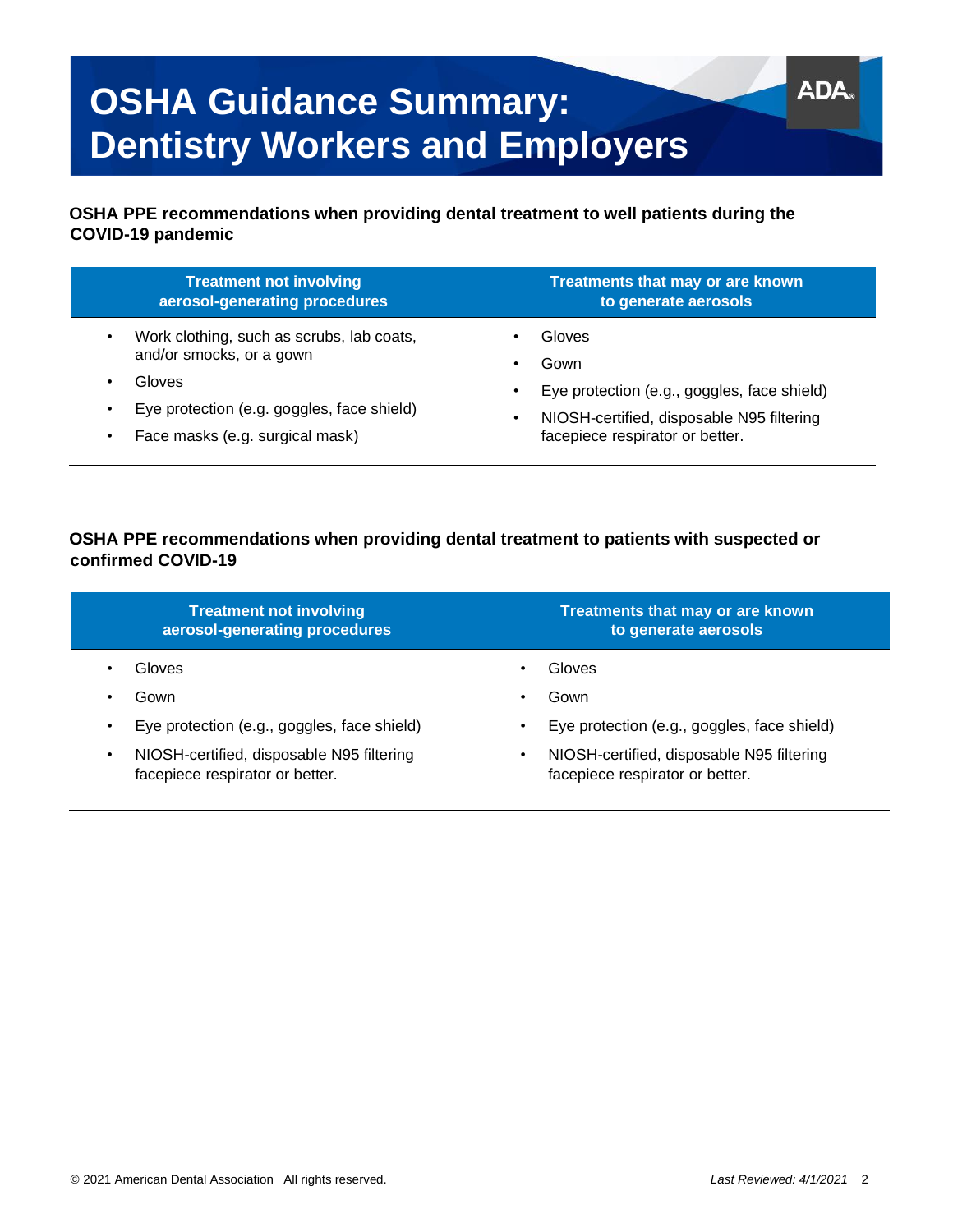# OSHA Guidance Summary: Dentistry Workers and Employers

**OSHA PPE recommendations when providing dental treatment to well patients during the COVID-19 pandemic**

| Treatment not involving aerosol-generating procedures | Treatments that may or are known to generate aerosols |
|---|---|
| • Work clothing, such as scrubs, lab coats, and/or smocks, or a gown<br>• Gloves<br>• Eye protection (e.g. goggles, face shield)<br>• Face masks (e.g. surgical mask) | • Gloves<br>• Gown<br>• Eye protection (e.g., goggles, face shield)<br>• NIOSH-certified, disposable N95 filtering facepiece respirator or better. |

**OSHA PPE recommendations when providing dental treatment to patients with suspected or confirmed COVID-19**

| Treatment not involving aerosol-generating procedures | Treatments that may or are known to generate aerosols |
|---|---|
| • Gloves<br>• Gown<br>• Eye protection (e.g., goggles, face shield)<br>• NIOSH-certified, disposable N95 filtering facepiece respirator or better. | • Gloves<br>• Gown<br>• Eye protection (e.g., goggles, face shield)<br>• NIOSH-certified, disposable N95 filtering facepiece respirator or better. |

© 2021 American Dental Association All rights reserved.

*Last Reviewed: 4/1/2021*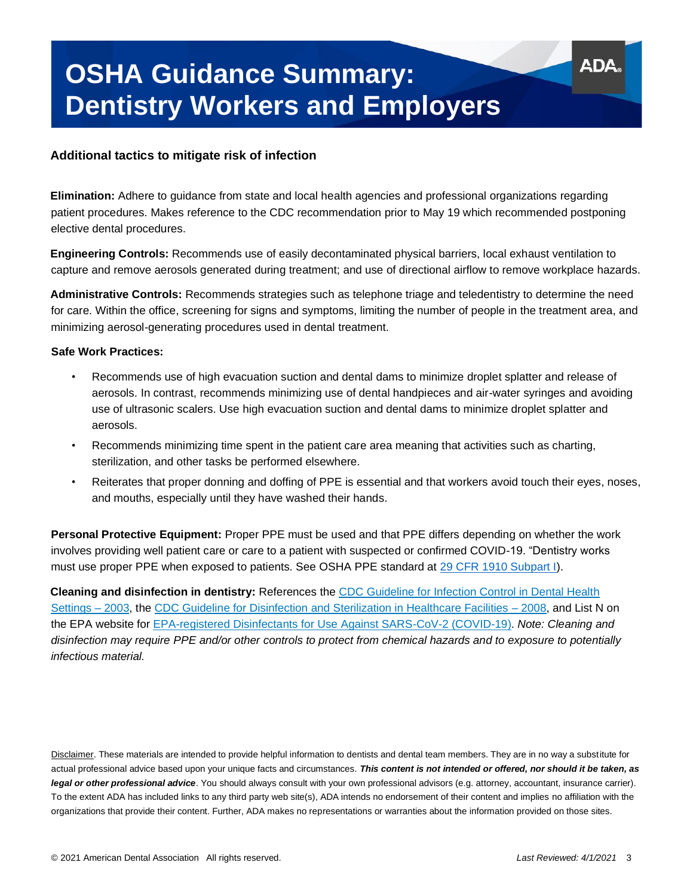# OSHA Guidance Summary: Dentistry Workers and Employers

## Additional tactics to mitigate risk of infection

**Elimination:** Adhere to guidance from state and local health agencies and professional organizations regarding patient procedures. Makes reference to the CDC recommendation prior to May 19 which recommended postponing elective dental procedures.

**Engineering Controls:** Recommends use of easily decontaminated physical barriers, local exhaust ventilation to capture and remove aerosols generated during treatment; and use of directional airflow to remove workplace hazards.

**Administrative Controls:** Recommends strategies such as telephone triage and teledentistry to determine the need for care. Within the office, screening for signs and symptoms, limiting the number of people in the treatment area, and minimizing aerosol-generating procedures used in dental treatment.

**Safe Work Practices:**

- Recommends use of high evacuation suction and dental dams to minimize droplet splatter and release of aerosols. In contrast, recommends minimizing use of dental handpieces and air-water syringes and avoiding use of ultrasonic scalers. Use high evacuation suction and dental dams to minimize droplet splatter and aerosols.
- Recommends minimizing time spent in the patient care area meaning that activities such as charting, sterilization, and other tasks be performed elsewhere.
- Reiterates that proper donning and doffing of PPE is essential and that workers avoid touch their eyes, noses, and mouths, especially until they have washed their hands.

**Personal Protective Equipment:** Proper PPE must be used and that PPE differs depending on whether the work involves providing well patient care or care to a patient with suspected or confirmed COVID-19. "Dentistry works must use proper PPE when exposed to patients. See OSHA PPE standard at 29 CFR 1910 Subpart I).

**Cleaning and disinfection in dentistry:** References the CDC Guideline for Infection Control in Dental Health Settings – 2003, the CDC Guideline for Disinfection and Sterilization in Healthcare Facilities – 2008, and List N on the EPA website for EPA-registered Disinfectants for Use Against SARS-CoV-2 (COVID-19). *Note: Cleaning and disinfection may require PPE and/or other controls to protect from chemical hazards and to exposure to potentially infectious material.*

Disclaimer. These materials are intended to provide helpful information to dentists and dental team members. They are in no way a substitute for actual professional advice based upon your unique facts and circumstances. ***This content is not intended or offered, nor should it be taken, as legal or other professional advice***. You should always consult with your own professional advisors (e.g. attorney, accountant, insurance carrier). To the extent ADA has included links to any third party web site(s), ADA intends no endorsement of their content and implies no affiliation with the organizations that provide their content. Further, ADA makes no representations or warranties about the information provided on those sites.

© 2021 American Dental Association All rights reserved. *Last Reviewed: 4/1/2021*